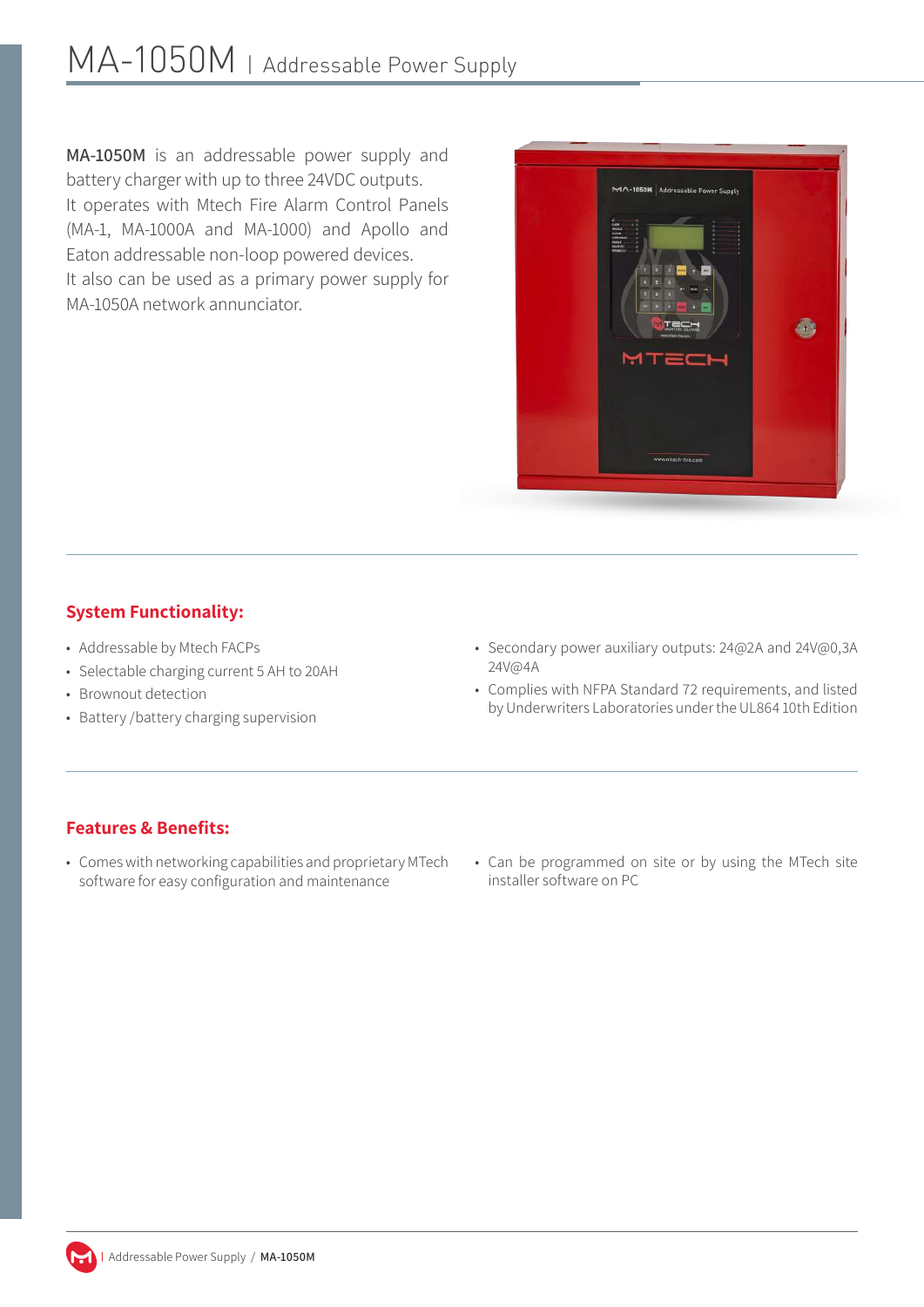# MA-1050M | Addressable Power Supply

**MA-1050M** is an addressable power supply and battery charger with up to three 24VDC outputs.
It operates with Mtech Fire Alarm Control Panels (MA-1, MA-1000A and MA-1000) and Apollo and Eaton addressable non-loop powered devices.
It also can be used as a primary power supply for MA-1050A network annunciator.

## System Functionality:

- Addressable by Mtech FACPs
- Selectable charging current 5 AH to 20AH
- Brownout detection
- Battery /battery charging supervision
- Secondary power auxiliary outputs: 24@2A and 24V@0,3A 24V@4A
- Complies with NFPA Standard 72 requirements, and listed by Underwriters Laboratories under the UL864 10th Edition

## Features & Benefits:

- Comes with networking capabilities and proprietary MTech software for easy configuration and maintenance
- Can be programmed on site or by using the MTech site installer software on PC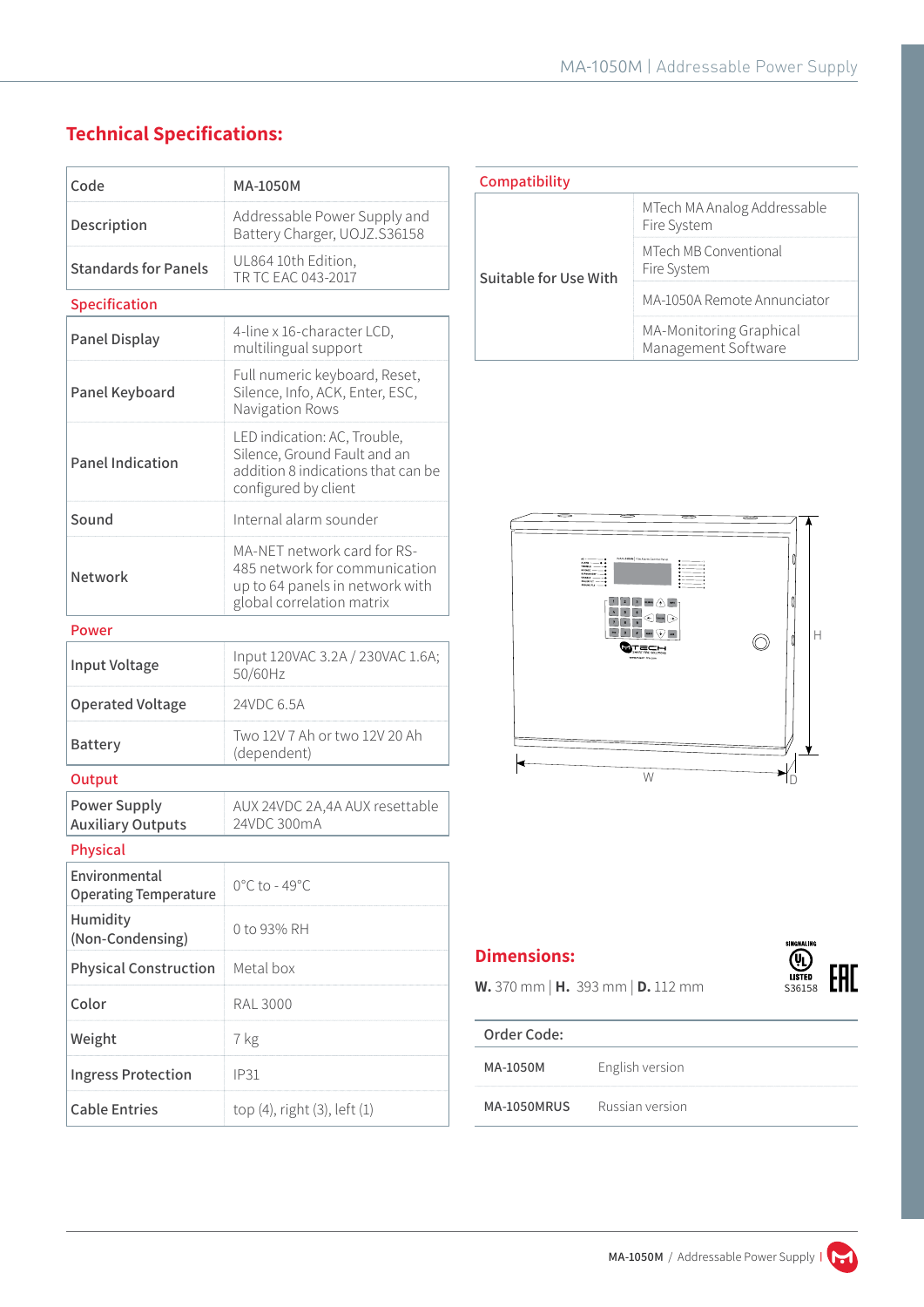## Technical Specifications:

| | |
|---|---|
| Code | MA-1050M |
| Description | Addressable Power Supply and Battery Charger, UOJZ.S36158 |
| Standards for Panels | UL864 10th Edition, TR TC EAC 043-2017 |

**Specification**

| | |
|---|---|
| Panel Display | 4-line x 16-character LCD, multilingual support |
| Panel Keyboard | Full numeric keyboard, Reset, Silence, Info, ACK, Enter, ESC, Navigation Rows |
| Panel Indication | LED indication: AC, Trouble, Silence, Ground Fault and an addition 8 indications that can be configured by client |
| Sound | Internal alarm sounder |
| Network | MA-NET network card for RS-485 network for communication up to 64 panels in network with global correlation matrix |

**Power**

| | |
|---|---|
| Input Voltage | Input 120VAC 3.2A / 230VAC 1.6A; 50/60Hz |
| Operated Voltage | 24VDC 6.5A |
| Battery | Two 12V 7 Ah or two 12V 20 Ah (dependent) |

**Output**

| | |
|---|---|
| Power Supply Auxiliary Outputs | AUX 24VDC 2A,4A AUX resettable 24VDC 300mA |

**Physical**

| | |
|---|---|
| Environmental Operating Temperature | 0°C to - 49°C |
| Humidity (Non-Condensing) | 0 to 93% RH |
| Physical Construction | Metal box |
| Color | RAL 3000 |
| Weight | 7 kg |
| Ingress Protection | IP31 |
| Cable Entries | top (4), right (3), left (1) |

**Compatibility**

| | |
|---|---|
| Suitable for Use With | MTech MA Analog Addressable Fire System |
| | MTech MB Conventional Fire System |
| | MA-1050A Remote Annunciator |
| | MA-Monitoring Graphical Management Software |

H

W

D

## Dimensions:

**W.** 370 mm | **H.** 393 mm | **D.** 112 mm

SIGNALING LISTED S36158

| Order Code: | |
|---|---|
| MA-1050M | English version |
| MA-1050MRUS | Russian version |